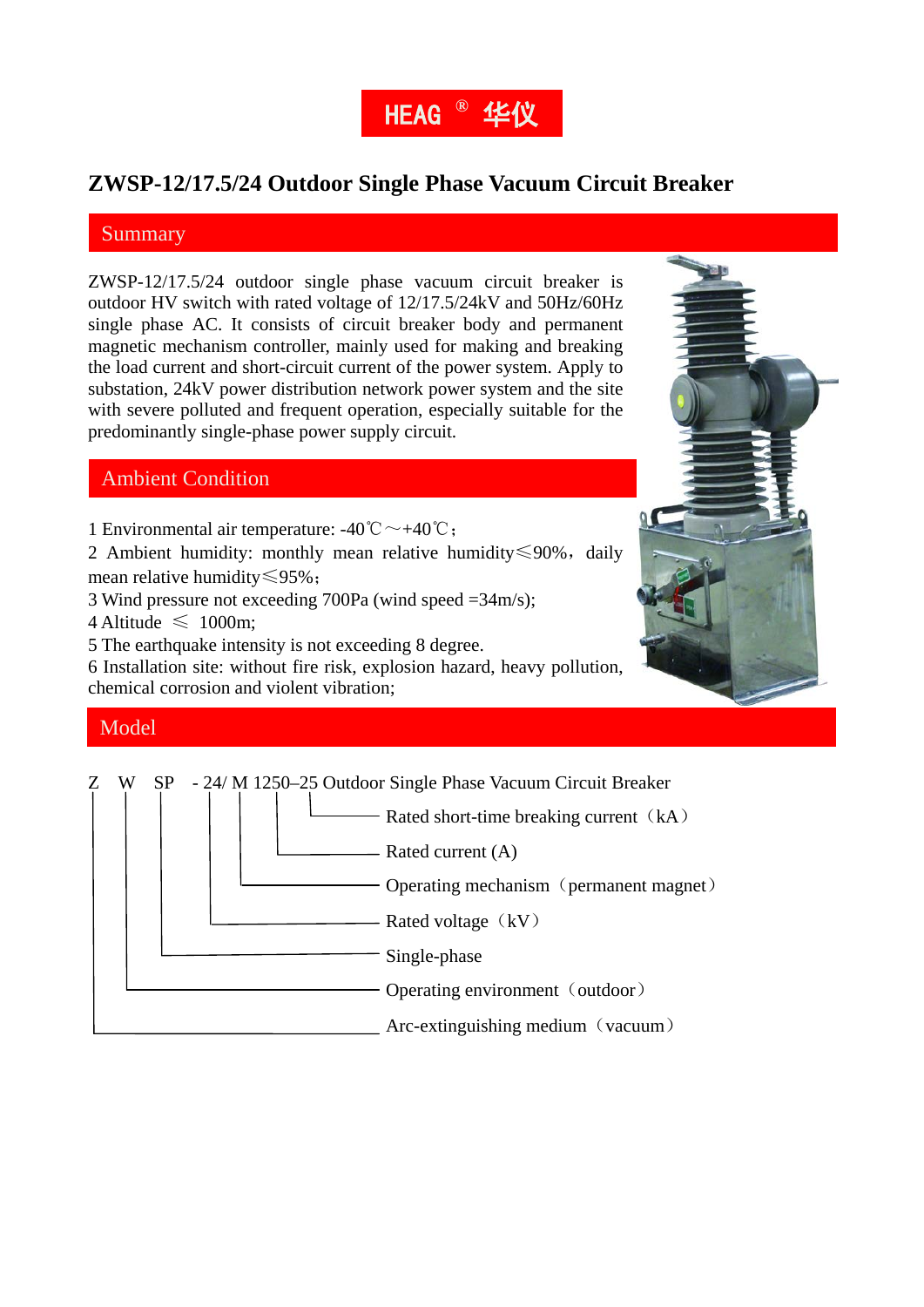HEAG ® 华仪

# ZWSP-12/17.5/24 Outdoor Single Phase Vacuum Circuit Breaker

## Summary

ZWSP-12/17.5/24 outdoor single phase vacuum circuit breaker is outdoor HV switch with rated voltage of 12/17.5/24kV and 50Hz/60Hz single phase AC. It consists of circuit breaker body and permanent magnetic mechanism controller, mainly used for making and breaking the load current and short-circuit current of the power system. Apply to substation, 24kV power distribution network power system and the site with severe polluted and frequent operation, especially suitable for the predominantly single-phase power supply circuit.

## Ambient Condition

1 Environmental air temperature: -40℃～+40℃；
2 Ambient humidity: monthly mean relative humidity≤90%，daily mean relative humidity≤95%；
3 Wind pressure not exceeding 700Pa (wind speed =34m/s);
4 Altitude ≤ 1000m;
5 The earthquake intensity is not exceeding 8 degree.
6 Installation site: without fire risk, explosion hazard, heavy pollution, chemical corrosion and violent vibration;

## Model

Z W SP - 24/ M 1250–25 Outdoor Single Phase Vacuum Circuit Breaker

- 25 — Rated short-time breaking current（kA）
- 1250 — Rated current (A)
- M — Operating mechanism（permanent magnet）
- 24 — Rated voltage（kV）
- SP — Single-phase
- W — Operating environment（outdoor）
- Z — Arc-extinguishing medium（vacuum）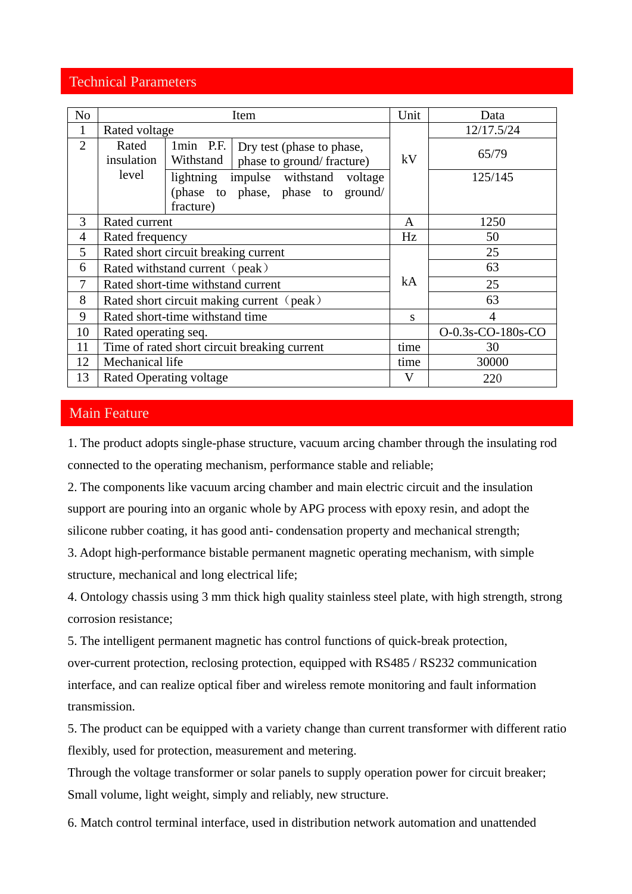## Technical Parameters

| No | Item | | | Unit | Data |
|---|---|---|---|---|---|
| 1 | Rated voltage | | | kV | 12/17.5/24 |
| 2 | Rated insulation level | 1min P.F. Withstand | Dry test (phase to phase, phase to ground/ fracture) | | 65/79 |
| | | lightning impulse withstand voltage (phase to phase, phase to ground/ fracture) | | | 125/145 |
| 3 | Rated current | | | A | 1250 |
| 4 | Rated frequency | | | Hz | 50 |
| 5 | Rated short circuit breaking current | | | kA | 25 |
| 6 | Rated withstand current（peak） | | | | 63 |
| 7 | Rated short-time withstand current | | | | 25 |
| 8 | Rated short circuit making current（peak） | | | | 63 |
| 9 | Rated short-time withstand time | | | s | 4 |
| 10 | Rated operating seq. | | | | O-0.3s-CO-180s-CO |
| 11 | Time of rated short circuit breaking current | | | time | 30 |
| 12 | Mechanical life | | | time | 30000 |
| 13 | Rated Operating voltage | | | V | 220 |

## Main Feature

1. The product adopts single-phase structure, vacuum arcing chamber through the insulating rod connected to the operating mechanism, performance stable and reliable;

2. The components like vacuum arcing chamber and main electric circuit and the insulation support are pouring into an organic whole by APG process with epoxy resin, and adopt the silicone rubber coating, it has good anti- condensation property and mechanical strength;

3. Adopt high-performance bistable permanent magnetic operating mechanism, with simple structure, mechanical and long electrical life;

4. Ontology chassis using 3 mm thick high quality stainless steel plate, with high strength, strong corrosion resistance;

5. The intelligent permanent magnetic has control functions of quick-break protection, over-current protection, reclosing protection, equipped with RS485 / RS232 communication interface, and can realize optical fiber and wireless remote monitoring and fault information transmission.

5. The product can be equipped with a variety change than current transformer with different ratio flexibly, used for protection, measurement and metering.

Through the voltage transformer or solar panels to supply operation power for circuit breaker; Small volume, light weight, simply and reliably, new structure.

6. Match control terminal interface, used in distribution network automation and unattended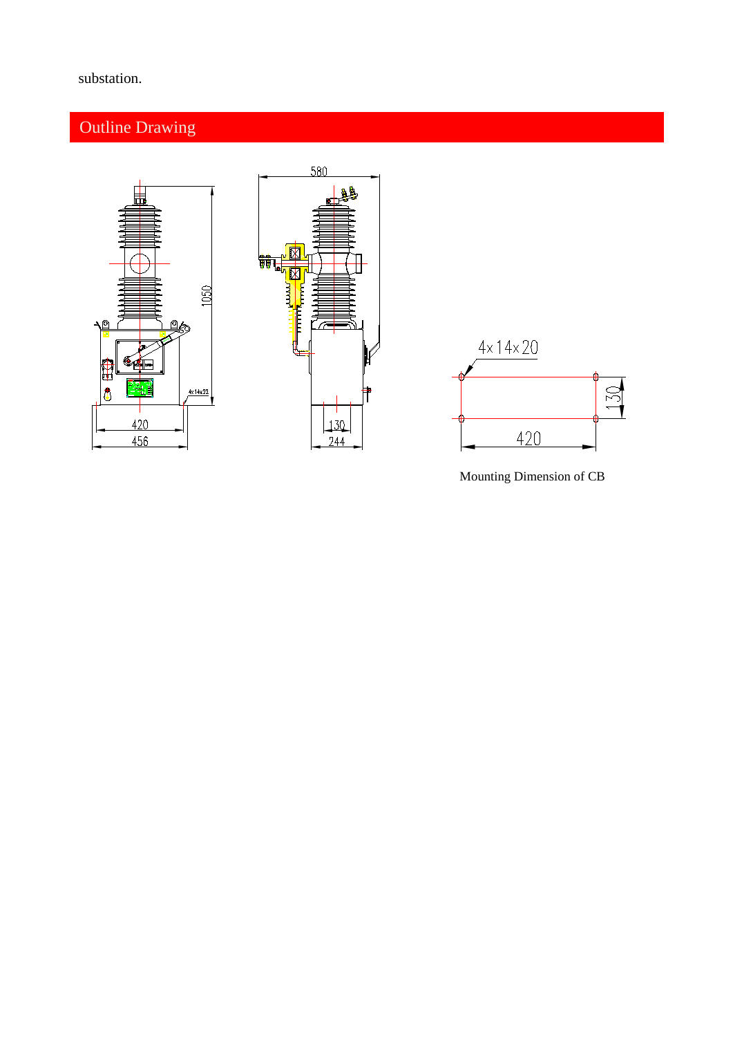substation.

## Outline Drawing

580

1050

4x14x22

420

456

130

244

4x14x20

130

420

Mounting Dimension of CB